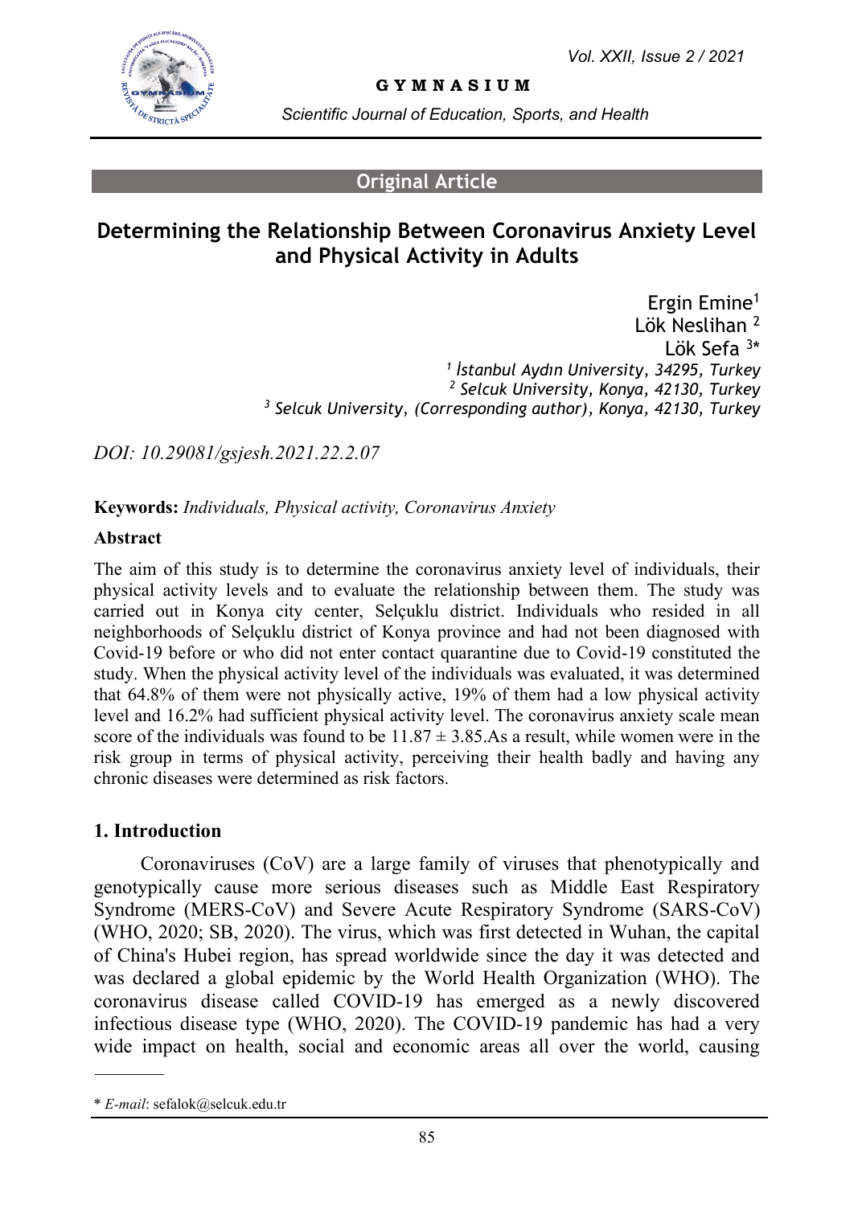**Original Article**

# Determining the Relationship Between Coronavirus Anxiety Level and Physical Activity in Adults

Ergin Emine[1]
Lök Neslihan [2]
Lök Sefa [3*]

*[1] İstanbul Aydın University, 34295, Turkey*
*[2] Selcuk University, Konya, 42130, Turkey*
*[3] Selcuk University, (Corresponding author), Konya, 42130, Turkey*

*DOI: 10.29081/gsjesh.2021.22.2.07*

**Keywords:** *Individuals, Physical activity, Coronavirus Anxiety*

**Abstract**

The aim of this study is to determine the coronavirus anxiety level of individuals, their physical activity levels and to evaluate the relationship between them. The study was carried out in Konya city center, Selçuklu district. Individuals who resided in all neighborhoods of Selçuklu district of Konya province and had not been diagnosed with Covid-19 before or who did not enter contact quarantine due to Covid-19 constituted the study. When the physical activity level of the individuals was evaluated, it was determined that 64.8% of them were not physically active, 19% of them had a low physical activity level and 16.2% had sufficient physical activity level. The coronavirus anxiety scale mean score of the individuals was found to be $11.87 \pm 3.85$.As a result, while women were in the risk group in terms of physical activity, perceiving their health badly and having any chronic diseases were determined as risk factors.

## 1. Introduction

Coronaviruses (CoV) are a large family of viruses that phenotypically and genotypically cause more serious diseases such as Middle East Respiratory Syndrome (MERS-CoV) and Severe Acute Respiratory Syndrome (SARS-CoV) (WHO, 2020; SB, 2020). The virus, which was first detected in Wuhan, the capital of China's Hubei region, has spread worldwide since the day it was detected and was declared a global epidemic by the World Health Organization (WHO). The coronavirus disease called COVID-19 has emerged as a newly discovered infectious disease type (WHO, 2020). The COVID-19 pandemic has had a very wide impact on health, social and economic areas all over the world, causing

\* *E-mail*: sefalok@selcuk.edu.tr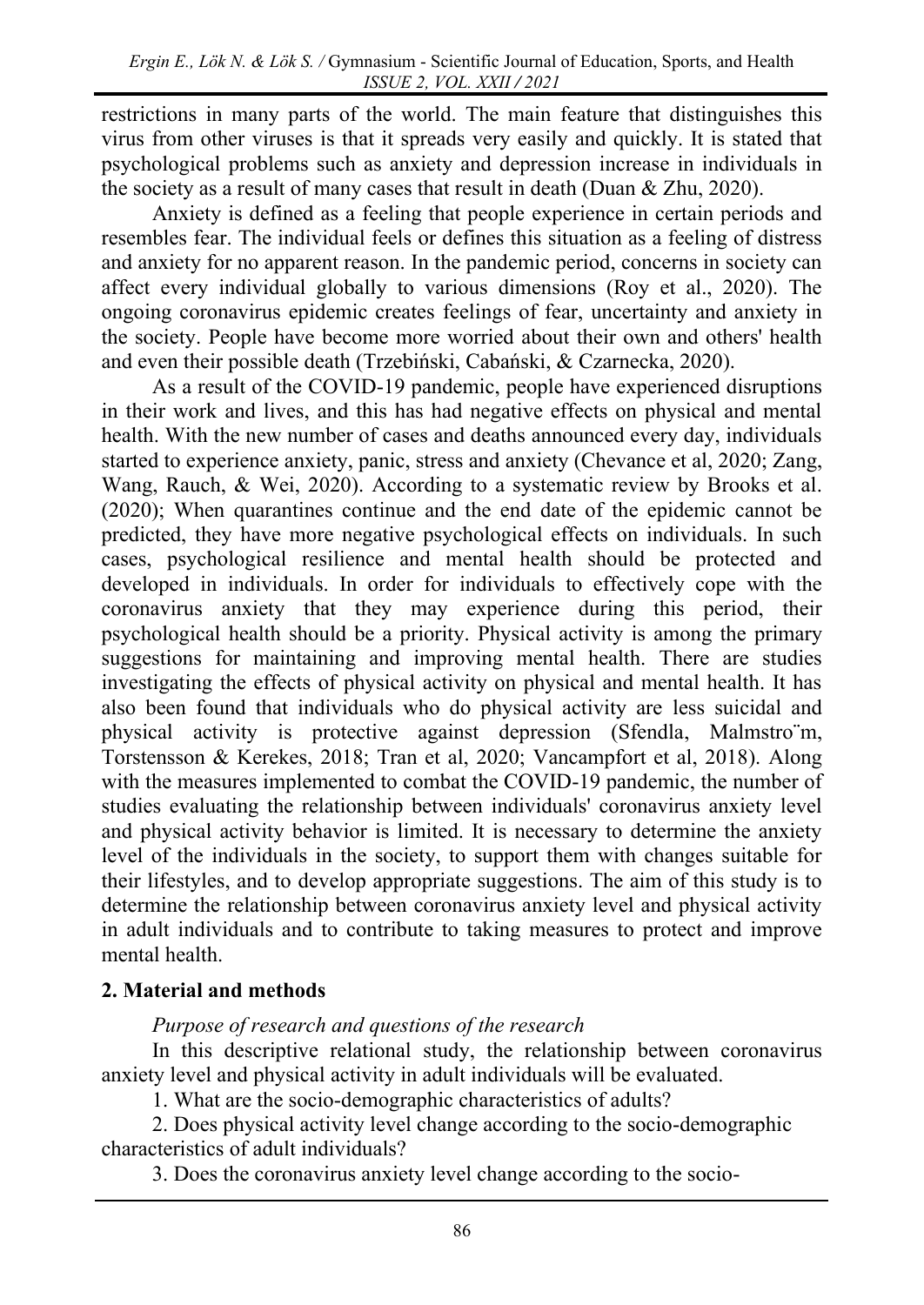restrictions in many parts of the world. The main feature that distinguishes this virus from other viruses is that it spreads very easily and quickly. It is stated that psychological problems such as anxiety and depression increase in individuals in the society as a result of many cases that result in death (Duan & Zhu, 2020).

Anxiety is defined as a feeling that people experience in certain periods and resembles fear. The individual feels or defines this situation as a feeling of distress and anxiety for no apparent reason. In the pandemic period, concerns in society can affect every individual globally to various dimensions (Roy et al., 2020). The ongoing coronavirus epidemic creates feelings of fear, uncertainty and anxiety in the society. People have become more worried about their own and others' health and even their possible death (Trzebiński, Cabański, & Czarnecka, 2020).

As a result of the COVID-19 pandemic, people have experienced disruptions in their work and lives, and this has had negative effects on physical and mental health. With the new number of cases and deaths announced every day, individuals started to experience anxiety, panic, stress and anxiety (Chevance et al, 2020; Zang, Wang, Rauch, & Wei, 2020). According to a systematic review by Brooks et al. (2020); When quarantines continue and the end date of the epidemic cannot be predicted, they have more negative psychological effects on individuals. In such cases, psychological resilience and mental health should be protected and developed in individuals. In order for individuals to effectively cope with the coronavirus anxiety that they may experience during this period, their psychological health should be a priority. Physical activity is among the primary suggestions for maintaining and improving mental health. There are studies investigating the effects of physical activity on physical and mental health. It has also been found that individuals who do physical activity are less suicidal and physical activity is protective against depression (Sfendla, Malmstro¨m, Torstensson & Kerekes, 2018; Tran et al, 2020; Vancampfort et al, 2018). Along with the measures implemented to combat the COVID-19 pandemic, the number of studies evaluating the relationship between individuals' coronavirus anxiety level and physical activity behavior is limited. It is necessary to determine the anxiety level of the individuals in the society, to support them with changes suitable for their lifestyles, and to develop appropriate suggestions. The aim of this study is to determine the relationship between coronavirus anxiety level and physical activity in adult individuals and to contribute to taking measures to protect and improve mental health.

## 2. Material and methods

*Purpose of research and questions of the research*

In this descriptive relational study, the relationship between coronavirus anxiety level and physical activity in adult individuals will be evaluated.

1. What are the socio-demographic characteristics of adults?
2. Does physical activity level change according to the socio-demographic characteristics of adult individuals?
3. Does the coronavirus anxiety level change according to the socio-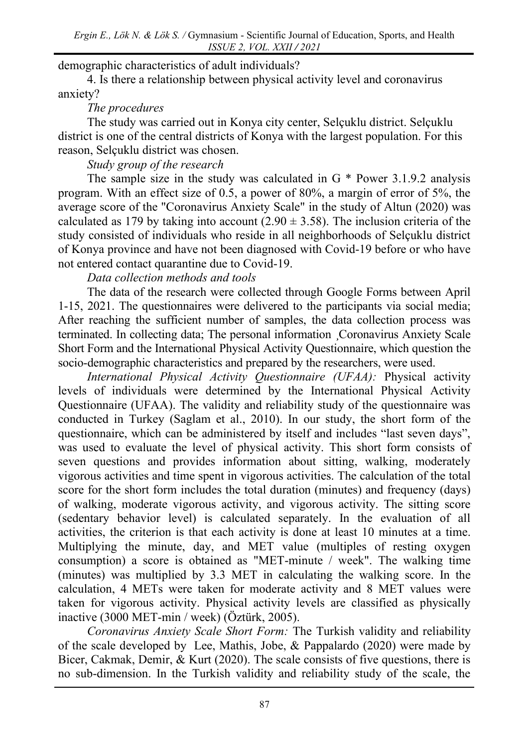demographic characteristics of adult individuals?

4. Is there a relationship between physical activity level and coronavirus anxiety?

*The procedures*

The study was carried out in Konya city center, Selçuklu district. Selçuklu district is one of the central districts of Konya with the largest population. For this reason, Selçuklu district was chosen.

*Study group of the research*

The sample size in the study was calculated in G * Power 3.1.9.2 analysis program. With an effect size of 0.5, a power of 80%, a margin of error of 5%, the average score of the "Coronavirus Anxiety Scale" in the study of Altun (2020) was calculated as 179 by taking into account ($2.90 \pm 3.58$). The inclusion criteria of the study consisted of individuals who reside in all neighborhoods of Selçuklu district of Konya province and have not been diagnosed with Covid-19 before or who have not entered contact quarantine due to Covid-19.

*Data collection methods and tools*

The data of the research were collected through Google Forms between April 1-15, 2021. The questionnaires were delivered to the participants via social media; After reaching the sufficient number of samples, the data collection process was terminated. In collecting data; The personal information ¸Coronavirus Anxiety Scale Short Form and the International Physical Activity Questionnaire, which question the socio-demographic characteristics and prepared by the researchers, were used.

*International Physical Activity Questionnaire (UFAA):* Physical activity levels of individuals were determined by the International Physical Activity Questionnaire (UFAA). The validity and reliability study of the questionnaire was conducted in Turkey (Saglam et al., 2010). In our study, the short form of the questionnaire, which can be administered by itself and includes "last seven days", was used to evaluate the level of physical activity. This short form consists of seven questions and provides information about sitting, walking, moderately vigorous activities and time spent in vigorous activities. The calculation of the total score for the short form includes the total duration (minutes) and frequency (days) of walking, moderate vigorous activity, and vigorous activity. The sitting score (sedentary behavior level) is calculated separately. In the evaluation of all activities, the criterion is that each activity is done at least 10 minutes at a time. Multiplying the minute, day, and MET value (multiples of resting oxygen consumption) a score is obtained as "MET-minute / week". The walking time (minutes) was multiplied by 3.3 MET in calculating the walking score. In the calculation, 4 METs were taken for moderate activity and 8 MET values were taken for vigorous activity. Physical activity levels are classified as physically inactive (3000 MET-min / week) (Öztürk, 2005).

*Coronavirus Anxiety Scale Short Form:* The Turkish validity and reliability of the scale developed by Lee, Mathis, Jobe, & Pappalardo (2020) were made by Bicer, Cakmak, Demir, & Kurt (2020). The scale consists of five questions, there is no sub-dimension. In the Turkish validity and reliability study of the scale, the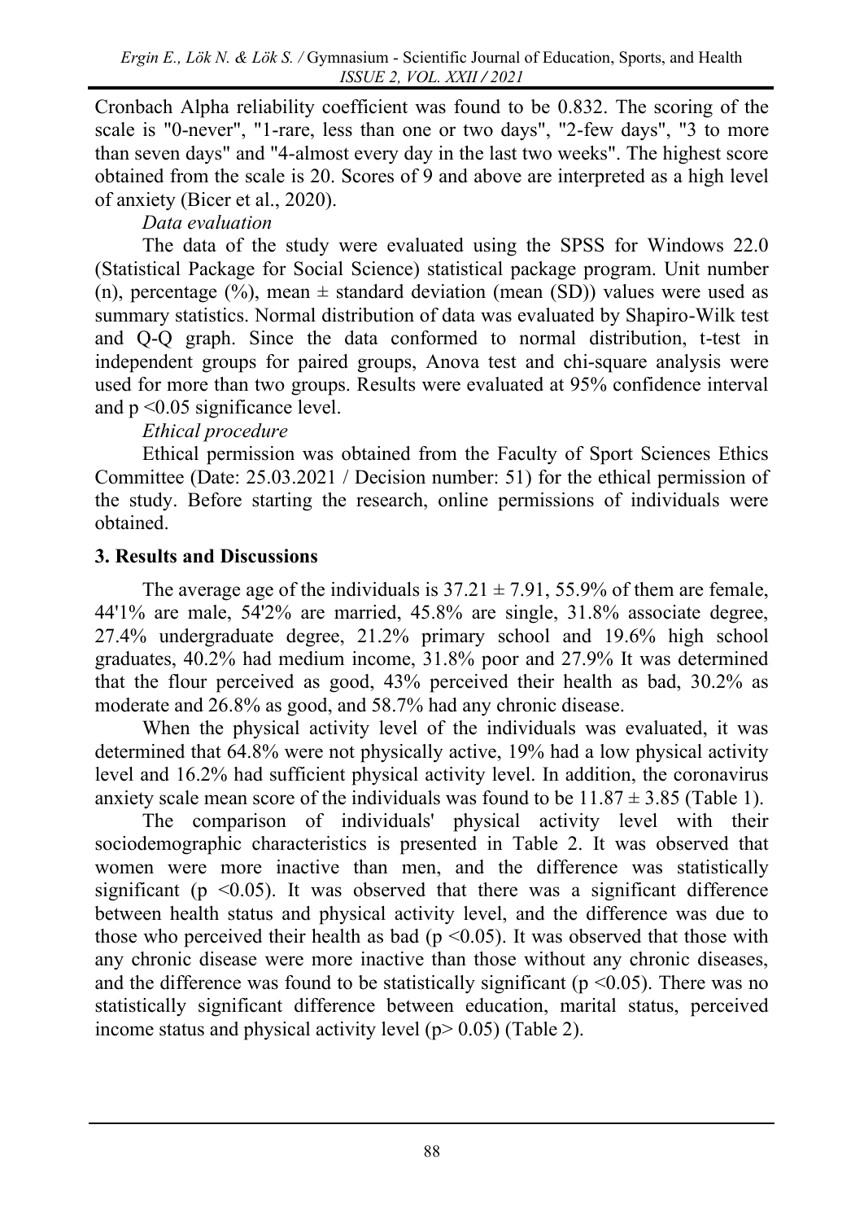Cronbach Alpha reliability coefficient was found to be 0.832. The scoring of the scale is "0-never", "1-rare, less than one or two days", "2-few days", "3 to more than seven days" and "4-almost every day in the last two weeks". The highest score obtained from the scale is 20. Scores of 9 and above are interpreted as a high level of anxiety (Bicer et al., 2020).

*Data evaluation*

The data of the study were evaluated using the SPSS for Windows 22.0 (Statistical Package for Social Science) statistical package program. Unit number (n), percentage (%), mean ± standard deviation (mean (SD)) values were used as summary statistics. Normal distribution of data was evaluated by Shapiro-Wilk test and Q-Q graph. Since the data conformed to normal distribution, t-test in independent groups for paired groups, Anova test and chi-square analysis were used for more than two groups. Results were evaluated at 95% confidence interval and $p < 0.05$ significance level.

*Ethical procedure*

Ethical permission was obtained from the Faculty of Sport Sciences Ethics Committee (Date: 25.03.2021 / Decision number: 51) for the ethical permission of the study. Before starting the research, online permissions of individuals were obtained.

## 3. Results and Discussions

The average age of the individuals is 37.21 ± 7.91, 55.9% of them are female, 44'1% are male, 54'2% are married, 45.8% are single, 31.8% associate degree, 27.4% undergraduate degree, 21.2% primary school and 19.6% high school graduates, 40.2% had medium income, 31.8% poor and 27.9% It was determined that the flour perceived as good, 43% perceived their health as bad, 30.2% as moderate and 26.8% as good, and 58.7% had any chronic disease.

When the physical activity level of the individuals was evaluated, it was determined that 64.8% were not physically active, 19% had a low physical activity level and 16.2% had sufficient physical activity level. In addition, the coronavirus anxiety scale mean score of the individuals was found to be 11.87 ± 3.85 (Table 1).

The comparison of individuals' physical activity level with their sociodemographic characteristics is presented in Table 2. It was observed that women were more inactive than men, and the difference was statistically significant ($p < 0.05$). It was observed that there was a significant difference between health status and physical activity level, and the difference was due to those who perceived their health as bad ($p < 0.05$). It was observed that those with any chronic disease were more inactive than those without any chronic diseases, and the difference was found to be statistically significant ($p < 0.05$). There was no statistically significant difference between education, marital status, perceived income status and physical activity level ($p > 0.05$) (Table 2).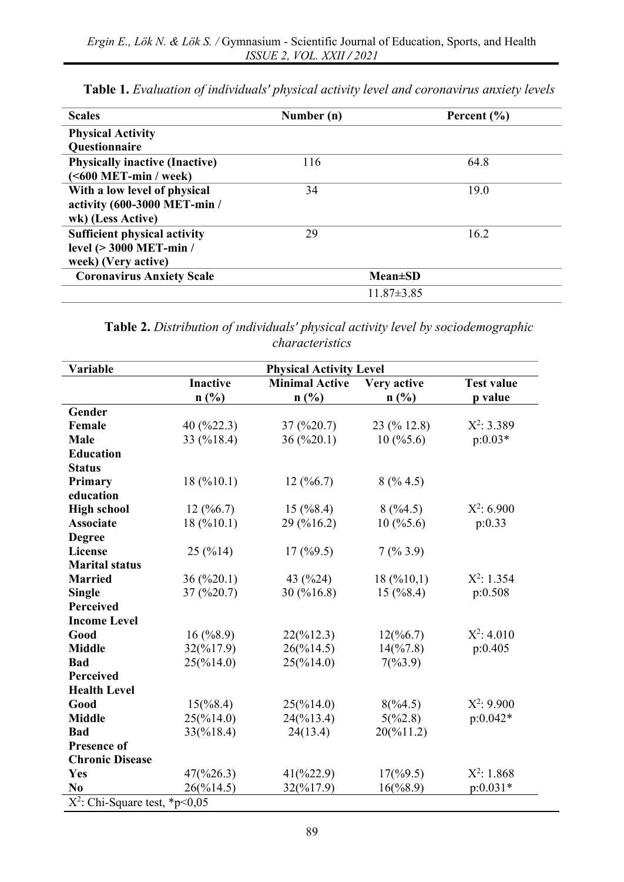**Table 1.** *Evaluation of individuals' physical activity level and coronavirus anxiety levels*

| Scales | Number (n) | Percent (%) |
|---|---|---|
| **Physical Activity Questionnaire** | | |
| **Physically inactive (Inactive) (<600 MET-min / week)** | 116 | 64.8 |
| **With a low level of physical activity (600-3000 MET-min / wk) (Less Active)** | 34 | 19.0 |
| **Sufficient physical activity level (> 3000 MET-min / week) (Very active)** | 29 | 16.2 |
| **Coronavirus Anxiety Scale** | **Mean±SD** | |
| | 11.87±3.85 | |

**Table 2.** *Distribution of individuals' physical activity level by sociodemographic characteristics*

| Variable | Inactive n (%) | Minimal Active n (%) | Very active n (%) | Test value p value |
|---|---|---|---|---|
| **Gender** | | | | |
| **Female** | 40 (%22.3) | 37 (%20.7) | 23 (% 12.8) | $X^2$: 3.389 |
| **Male** | 33 (%18.4) | 36 (%20.1) | 10 (%5.6) | p:0.03* |
| **Education Status** | | | | |
| **Primary education** | 18 (%10.1) | 12 (%6.7) | 8 (% 4.5) | |
| **High school** | 12 (%6.7) | 15 (%8.4) | 8 (%4.5) | $X^2$: 6.900 |
| **Associate Degree** | 18 (%10.1) | 29 (%16.2) | 10 (%5.6) | p:0.33 |
| **License** | 25 (%14) | 17 (%9.5) | 7 (% 3.9) | |
| **Marital status** | | | | |
| **Married** | 36 (%20.1) | 43 (%24) | 18 (%10,1) | $X^2$: 1.354 |
| **Single** | 37 (%20.7) | 30 (%16.8) | 15 (%8.4) | p:0.508 |
| **Perceived Income Level** | | | | |
| **Good** | 16 (%8.9) | 22(%12.3) | 12(%6.7) | $X^2$: 4.010 |
| **Middle** | 32(%17.9) | 26(%14.5) | 14(%7.8) | p:0.405 |
| **Bad** | 25(%14.0) | 25(%14.0) | 7(%3.9) | |
| **Perceived Health Level** | | | | |
| **Good** | 15(%8.4) | 25(%14.0) | 8(%4.5) | $X^2$: 9.900 |
| **Middle** | 25(%14.0) | 24(%13.4) | 5(%2.8) | p:0.042* |
| **Bad** | 33(%18.4) | 24(13.4) | 20(%11.2) | |
| **Presence of Chronic Disease** | | | | |
| **Yes** | 47(%26.3) | 41(%22.9) | 17(%9.5) | $X^2$: 1.868 |
| **No** | 26(%14.5) | 32(%17.9) | 16(%8.9) | p:0.031* |

$X^2$: Chi-Square test, *p<0,05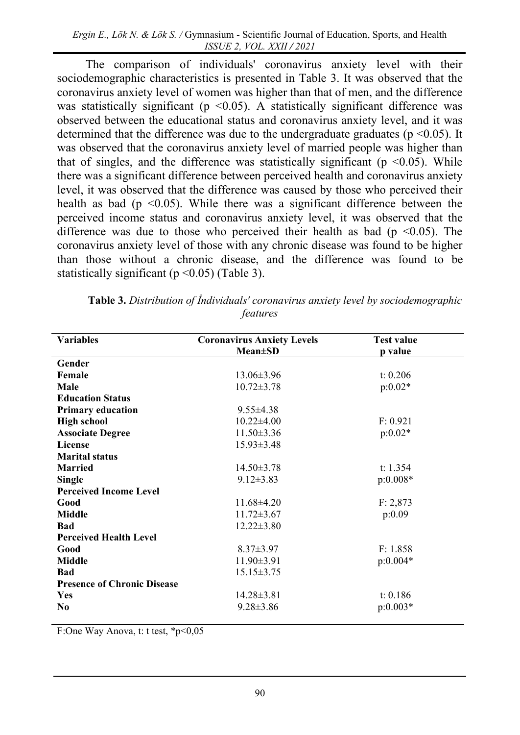The comparison of individuals' coronavirus anxiety level with their sociodemographic characteristics is presented in Table 3. It was observed that the coronavirus anxiety level of women was higher than that of men, and the difference was statistically significant ($p < 0.05$). A statistically significant difference was observed between the educational status and coronavirus anxiety level, and it was determined that the difference was due to the undergraduate graduates ($p < 0.05$). It was observed that the coronavirus anxiety level of married people was higher than that of singles, and the difference was statistically significant ($p < 0.05$). While there was a significant difference between perceived health and coronavirus anxiety level, it was observed that the difference was caused by those who perceived their health as bad ($p < 0.05$). While there was a significant difference between the perceived income status and coronavirus anxiety level, it was observed that the difference was due to those who perceived their health as bad ($p < 0.05$). The coronavirus anxiety level of those with any chronic disease was found to be higher than those without a chronic disease, and the difference was found to be statistically significant ($p < 0.05$) (Table 3).

**Table 3.** *Distribution of İndividuals' coronavirus anxiety level by sociodemographic features*

| Variables | Coronavirus Anxiety Levels Mean±SD | Test value p value |
|---|---|---|
| **Gender** | | |
| **Female** | 13.06±3.96 | t: 0.206 |
| **Male** | 10.72±3.78 | p:0.02* |
| **Education Status** | | |
| **Primary education** | 9.55±4.38 | |
| **High school** | 10.22±4.00 | F: 0.921 |
| **Associate Degree** | 11.50±3.36 | p:0.02* |
| **License** | 15.93±3.48 | |
| **Marital status** | | |
| **Married** | 14.50±3.78 | t: 1.354 |
| **Single** | 9.12±3.83 | p:0.008* |
| **Perceived Income Level** | | |
| **Good** | 11.68±4.20 | F: 2,873 |
| **Middle** | 11.72±3.67 | p:0.09 |
| **Bad** | 12.22±3.80 | |
| **Perceived Health Level** | | |
| **Good** | 8.37±3.97 | F: 1.858 |
| **Middle** | 11.90±3.91 | p:0.004* |
| **Bad** | 15.15±3.75 | |
| **Presence of Chronic Disease** | | |
| **Yes** | 14.28±3.81 | t: 0.186 |
| **No** | 9.28±3.86 | p:0.003* |

F:One Way Anova, t: t test, *p<0,05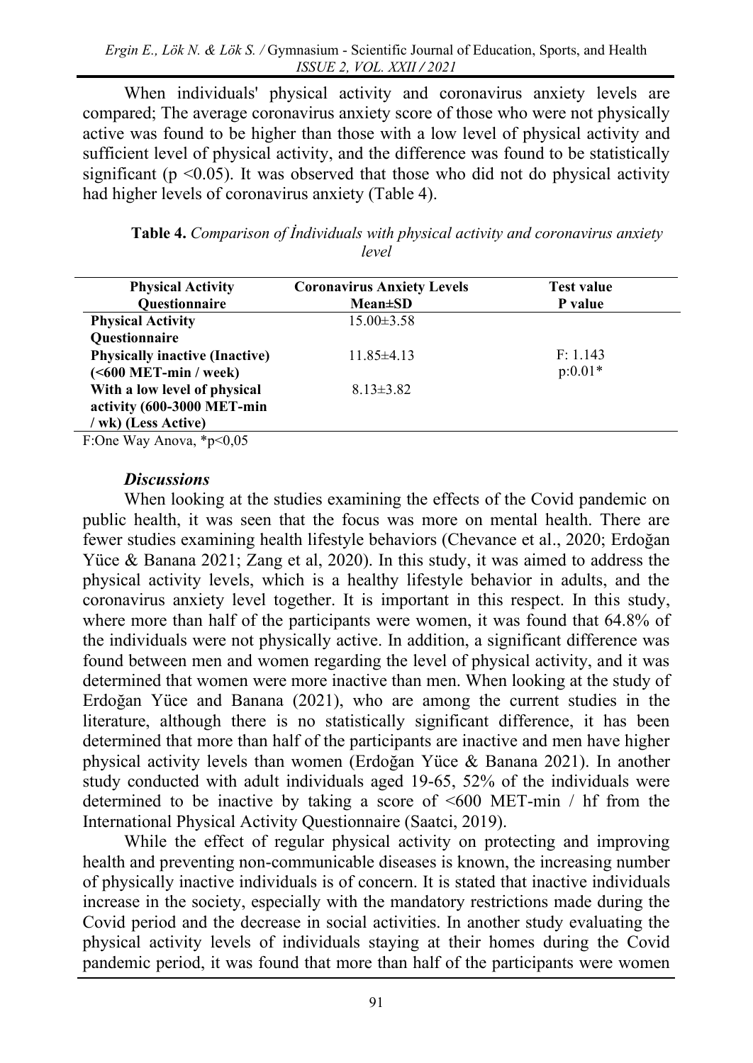When individuals' physical activity and coronavirus anxiety levels are compared; The average coronavirus anxiety score of those who were not physically active was found to be higher than those with a low level of physical activity and sufficient level of physical activity, and the difference was found to be statistically significant ($p < 0.05$). It was observed that those who did not do physical activity had higher levels of coronavirus anxiety (Table 4).

**Table 4.** *Comparison of İndividuals with physical activity and coronavirus anxiety level*

| Physical Activity Questionnaire | Coronavirus Anxiety Levels Mean±SD | Test value P value |
|---|---|---|
| **Physical Activity Questionnaire** | 15.00±3.58 | |
| **Physically inactive (Inactive) (<600 MET-min / week)** | 11.85±4.13 | F: 1.143 p:0.01* |
| **With a low level of physical activity (600-3000 MET-min / wk) (Less Active)** | 8.13±3.82 | |

F:One Way Anova, *p<0,05

### *Discussions*

When looking at the studies examining the effects of the Covid pandemic on public health, it was seen that the focus was more on mental health. There are fewer studies examining health lifestyle behaviors (Chevance et al., 2020; Erdoğan Yüce & Banana 2021; Zang et al, 2020). In this study, it was aimed to address the physical activity levels, which is a healthy lifestyle behavior in adults, and the coronavirus anxiety level together. It is important in this respect. In this study, where more than half of the participants were women, it was found that 64.8% of the individuals were not physically active. In addition, a significant difference was found between men and women regarding the level of physical activity, and it was determined that women were more inactive than men. When looking at the study of Erdoğan Yüce and Banana (2021), who are among the current studies in the literature, although there is no statistically significant difference, it has been determined that more than half of the participants are inactive and men have higher physical activity levels than women (Erdoğan Yüce & Banana 2021). In another study conducted with adult individuals aged 19-65, 52% of the individuals were determined to be inactive by taking a score of <600 MET-min / hf from the International Physical Activity Questionnaire (Saatci, 2019).

While the effect of regular physical activity on protecting and improving health and preventing non-communicable diseases is known, the increasing number of physically inactive individuals is of concern. It is stated that inactive individuals increase in the society, especially with the mandatory restrictions made during the Covid period and the decrease in social activities. In another study evaluating the physical activity levels of individuals staying at their homes during the Covid pandemic period, it was found that more than half of the participants were women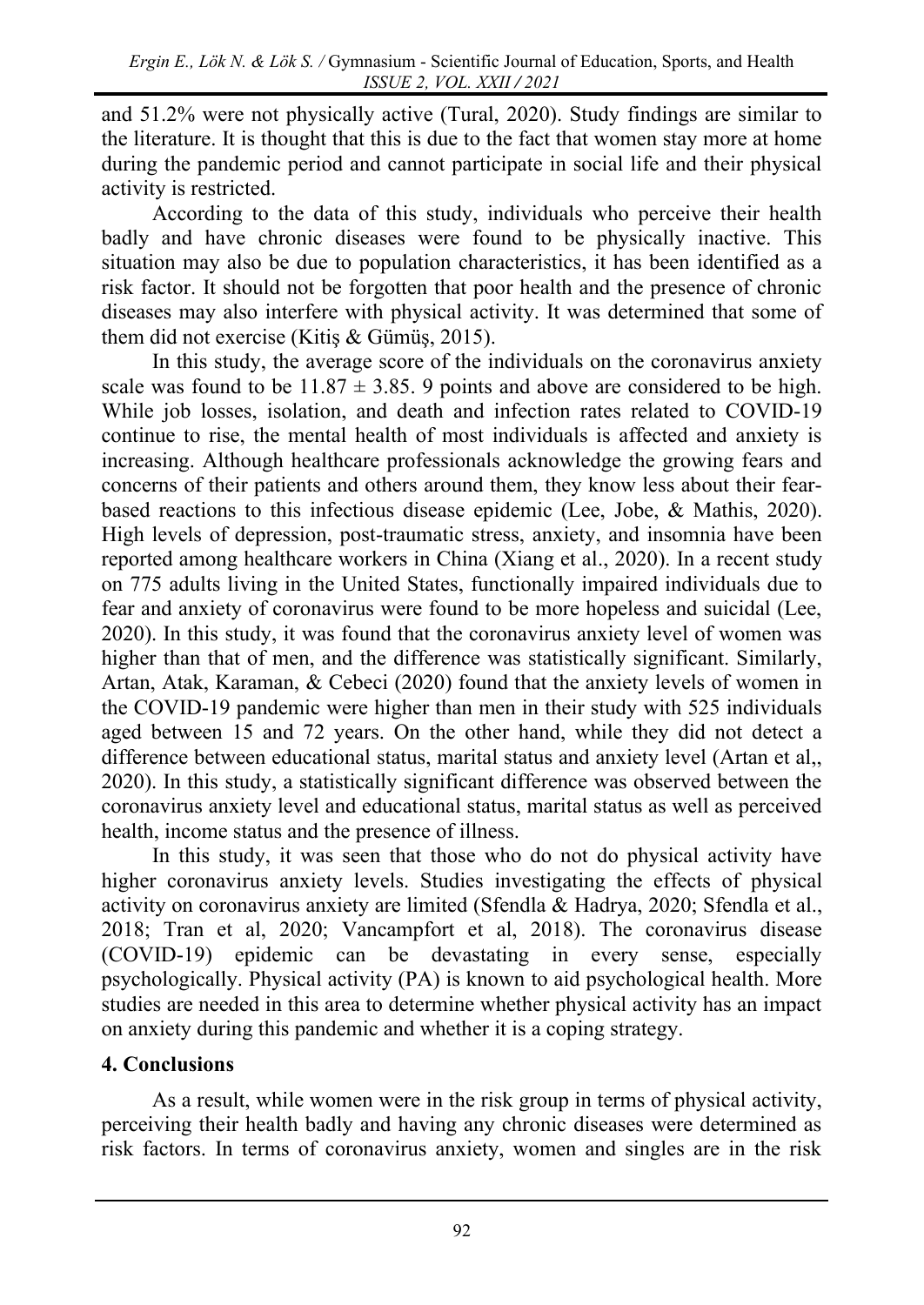and 51.2% were not physically active (Tural, 2020). Study findings are similar to the literature. It is thought that this is due to the fact that women stay more at home during the pandemic period and cannot participate in social life and their physical activity is restricted.

According to the data of this study, individuals who perceive their health badly and have chronic diseases were found to be physically inactive. This situation may also be due to population characteristics, it has been identified as a risk factor. It should not be forgotten that poor health and the presence of chronic diseases may also interfere with physical activity. It was determined that some of them did not exercise (Kitiş & Gümüş, 2015).

In this study, the average score of the individuals on the coronavirus anxiety scale was found to be $11.87 \pm 3.85$. 9 points and above are considered to be high. While job losses, isolation, and death and infection rates related to COVID-19 continue to rise, the mental health of most individuals is affected and anxiety is increasing. Although healthcare professionals acknowledge the growing fears and concerns of their patients and others around them, they know less about their fear-based reactions to this infectious disease epidemic (Lee, Jobe, & Mathis, 2020). High levels of depression, post-traumatic stress, anxiety, and insomnia have been reported among healthcare workers in China (Xiang et al., 2020). In a recent study on 775 adults living in the United States, functionally impaired individuals due to fear and anxiety of coronavirus were found to be more hopeless and suicidal (Lee, 2020). In this study, it was found that the coronavirus anxiety level of women was higher than that of men, and the difference was statistically significant. Similarly, Artan, Atak, Karaman, & Cebeci (2020) found that the anxiety levels of women in the COVID-19 pandemic were higher than men in their study with 525 individuals aged between 15 and 72 years. On the other hand, while they did not detect a difference between educational status, marital status and anxiety level (Artan et al,, 2020). In this study, a statistically significant difference was observed between the coronavirus anxiety level and educational status, marital status as well as perceived health, income status and the presence of illness.

In this study, it was seen that those who do not do physical activity have higher coronavirus anxiety levels. Studies investigating the effects of physical activity on coronavirus anxiety are limited (Sfendla & Hadrya, 2020; Sfendla et al., 2018; Tran et al, 2020; Vancampfort et al, 2018). The coronavirus disease (COVID-19) epidemic can be devastating in every sense, especially psychologically. Physical activity (PA) is known to aid psychological health. More studies are needed in this area to determine whether physical activity has an impact on anxiety during this pandemic and whether it is a coping strategy.

## 4. Conclusions

As a result, while women were in the risk group in terms of physical activity, perceiving their health badly and having any chronic diseases were determined as risk factors. In terms of coronavirus anxiety, women and singles are in the risk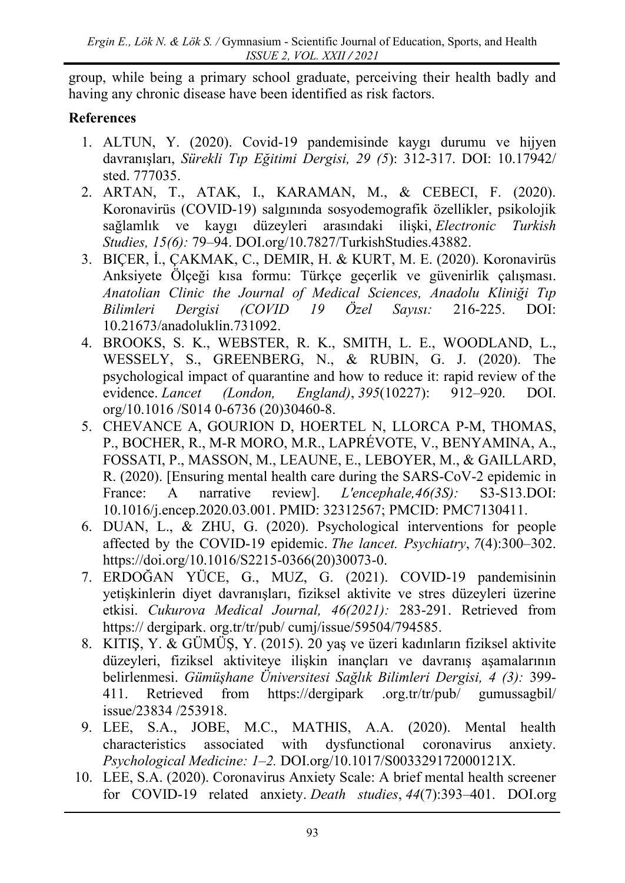group, while being a primary school graduate, perceiving their health badly and having any chronic disease have been identified as risk factors.

## References

1. ALTUN, Y. (2020). Covid-19 pandemisinde kaygı durumu ve hijyen davranışları, *Sürekli Tıp Eğitimi Dergisi, 29 (5*): 312-317. DOI: 10.17942/ sted. 777035.
2. ARTAN, T., ATAK, I., KARAMAN, M., & CEBECI, F. (2020). Koronavirüs (COVID-19) salgınında sosyodemografik özellikler, psikolojik sağlamlık ve kaygı düzeyleri arasındaki ilişki, *Electronic Turkish Studies, 15(6):* 79–94. DOI.org/10.7827/TurkishStudies.43882.
3. BIÇER, İ., ÇAKMAK, C., DEMIR, H. & KURT, M. E. (2020). Koronavirüs Anksiyete Ölçeği kısa formu: Türkçe geçerlik ve güvenirlik çalışması. *Anatolian Clinic the Journal of Medical Sciences, Anadolu Kliniği Tıp Bilimleri Dergisi (COVID 19 Özel Sayısı:* 216-225. DOI: 10.21673/anadoluklin.731092.
4. BROOKS, S. K., WEBSTER, R. K., SMITH, L. E., WOODLAND, L., WESSELY, S., GREENBERG, N., & RUBIN, G. J. (2020). The psychological impact of quarantine and how to reduce it: rapid review of the evidence. *Lancet (London, England)*, *395*(10227): 912–920. DOI. org/10.1016 /S014 0-6736 (20)30460-8.
5. CHEVANCE A, GOURION D, HOERTEL N, LLORCA P-M, THOMAS, P., BOCHER, R., M-R MORO, M.R., LAPRÉVOTE, V., BENYAMINA, A., FOSSATI, P., MASSON, M., LEAUNE, E., LEBOYER, M., & GAILLARD, R. (2020). [Ensuring mental health care during the SARS-CoV-2 epidemic in France: A narrative review]. *L'encephale,46(3S):* S3-S13.DOI: 10.1016/j.encep.2020.03.001. PMID: 32312567; PMCID: PMC7130411.
6. DUAN, L., & ZHU, G. (2020). Psychological interventions for people affected by the COVID-19 epidemic. *The lancet. Psychiatry*, *7*(4):300–302. https://doi.org/10.1016/S2215-0366(20)30073-0.
7. ERDOĞAN YÜCE, G., MUZ, G. (2021). COVID-19 pandemisinin yetişkinlerin diyet davranışları, fiziksel aktivite ve stres düzeyleri üzerine etkisi. *Cukurova Medical Journal, 46(2021):* 283-291. Retrieved from https:// dergipark. org.tr/tr/pub/ cumj/issue/59504/794585.
8. KITIŞ, Y. & GÜMÜŞ, Y. (2015). 20 yaş ve üzeri kadınların fiziksel aktivite düzeyleri, fiziksel aktiviteye ilişkin inançları ve davranış aşamalarının belirlenmesi. *Gümüşhane Üniversitesi Sağlık Bilimleri Dergisi, 4 (3):* 399-411. Retrieved from https://dergipark .org.tr/tr/pub/ gumussagbil/ issue/23834 /253918.
9. LEE, S.A., JOBE, M.C., MATHIS, A.A. (2020). Mental health characteristics associated with dysfunctional coronavirus anxiety. *Psychological Medicine: 1–2.* DOI.org/10.1017/S003329172000121X.
10. LEE, S.A. (2020). Coronavirus Anxiety Scale: A brief mental health screener for COVID-19 related anxiety. *Death studies*, *44*(7):393–401. DOI.org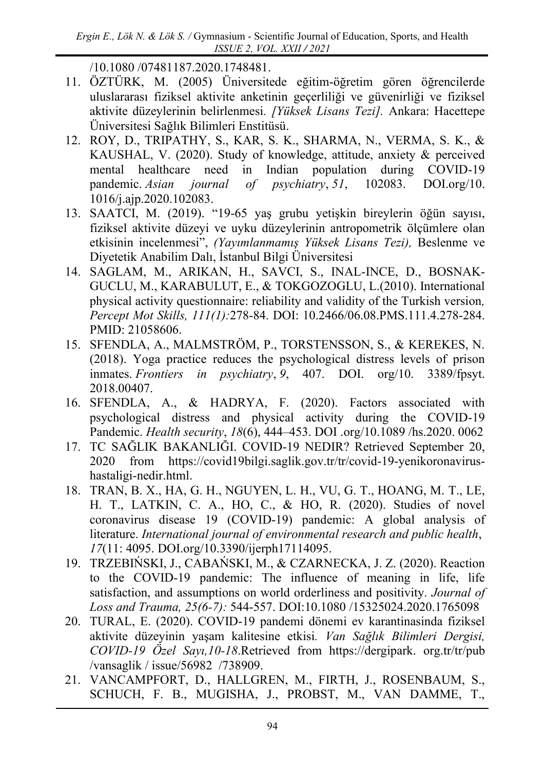/10.1080 /07481187.2020.1748481.

11. ÖZTÜRK, M. (2005) Üniversitede eğitim-öğretim gören öğrencilerde uluslararası fiziksel aktivite anketinin geçerliliği ve güvenirliği ve fiziksel aktivite düzeylerinin belirlenmesi. *[Yüksek Lisans Tezi].* Ankara: Hacettepe Üniversitesi Sağlık Bilimleri Enstitüsü.
12. ROY, D., TRIPATHY, S., KAR, S. K., SHARMA, N., VERMA, S. K., & KAUSHAL, V. (2020). Study of knowledge, attitude, anxiety & perceived mental healthcare need in Indian population during COVID-19 pandemic. *Asian journal of psychiatry*, *51*, 102083. DOI.org/10. 1016/j.ajp.2020.102083.
13. SAATCI, M. (2019). "19-65 yaş grubu yetişkin bireylerin öğün sayısı, fiziksel aktivite düzeyi ve uyku düzeylerinin antropometrik ölçümlere olan etkisinin incelenmesi", *(Yayımlanmamış Yüksek Lisans Tezi),* Beslenme ve Diyetetik Anabilim Dalı, İstanbul Bilgi Üniversitesi
14. SAGLAM, M., ARIKAN, H., SAVCI, S., INAL-INCE, D., BOSNAK-GUCLU, M., KARABULUT, E., & TOKGOZOGLU, L.(2010). International physical activity questionnaire: reliability and validity of the Turkish version*, Percept Mot Skills, 111(1):*278-84. DOI: 10.2466/06.08.PMS.111.4.278-284. PMID: 21058606.
15. SFENDLA, A., MALMSTRÖM, P., TORSTENSSON, S., & KEREKES, N. (2018). Yoga practice reduces the psychological distress levels of prison inmates. *Frontiers in psychiatry*, *9*, 407. DOI. org/10. 3389/fpsyt. 2018.00407.
16. SFENDLA, A., & HADRYA, F. (2020). Factors associated with psychological distress and physical activity during the COVID-19 Pandemic. *Health security*, *18*(6), 444–453. DOI .org/10.1089 /hs.2020. 0062
17. TC SAĞLIK BAKANLIĞI. COVID-19 NEDIR? Retrieved September 20, 2020 from https://covid19bilgi.saglik.gov.tr/tr/covid-19-yenikoronavirus-hastaligi-nedir.html.
18. TRAN, B. X., HA, G. H., NGUYEN, L. H., VU, G. T., HOANG, M. T., LE, H. T., LATKIN, C. A., HO, C., & HO, R. (2020). Studies of novel coronavirus disease 19 (COVID-19) pandemic: A global analysis of literature. *International journal of environmental research and public health*, *17*(11: 4095. DOI.org/10.3390/ijerph17114095.
19. TRZEBIŃSKI, J., CABAŃSKI, M., & CZARNECKA, J. Z. (2020). Reaction to the COVID-19 pandemic: The influence of meaning in life, life satisfaction, and assumptions on world orderliness and positivity. *Journal of Loss and Trauma, 25(6-7):* 544-557. DOI:10.1080 /15325024.2020.1765098
20. TURAL, E. (2020). COVID-19 pandemi dönemi ev karantinasinda fiziksel aktivite düzeyinin yaşam kalitesine etkisi*. Van Sağlık Bilimleri Dergisi, COVID-19 Özel Sayı,10-18*.Retrieved from https://dergipark. org.tr/tr/pub /vansaglik / issue/56982 /738909.
21. VANCAMPFORT, D., HALLGREN, M., FIRTH, J., ROSENBAUM, S., SCHUCH, F. B., MUGISHA, J., PROBST, M., VAN DAMME, T.,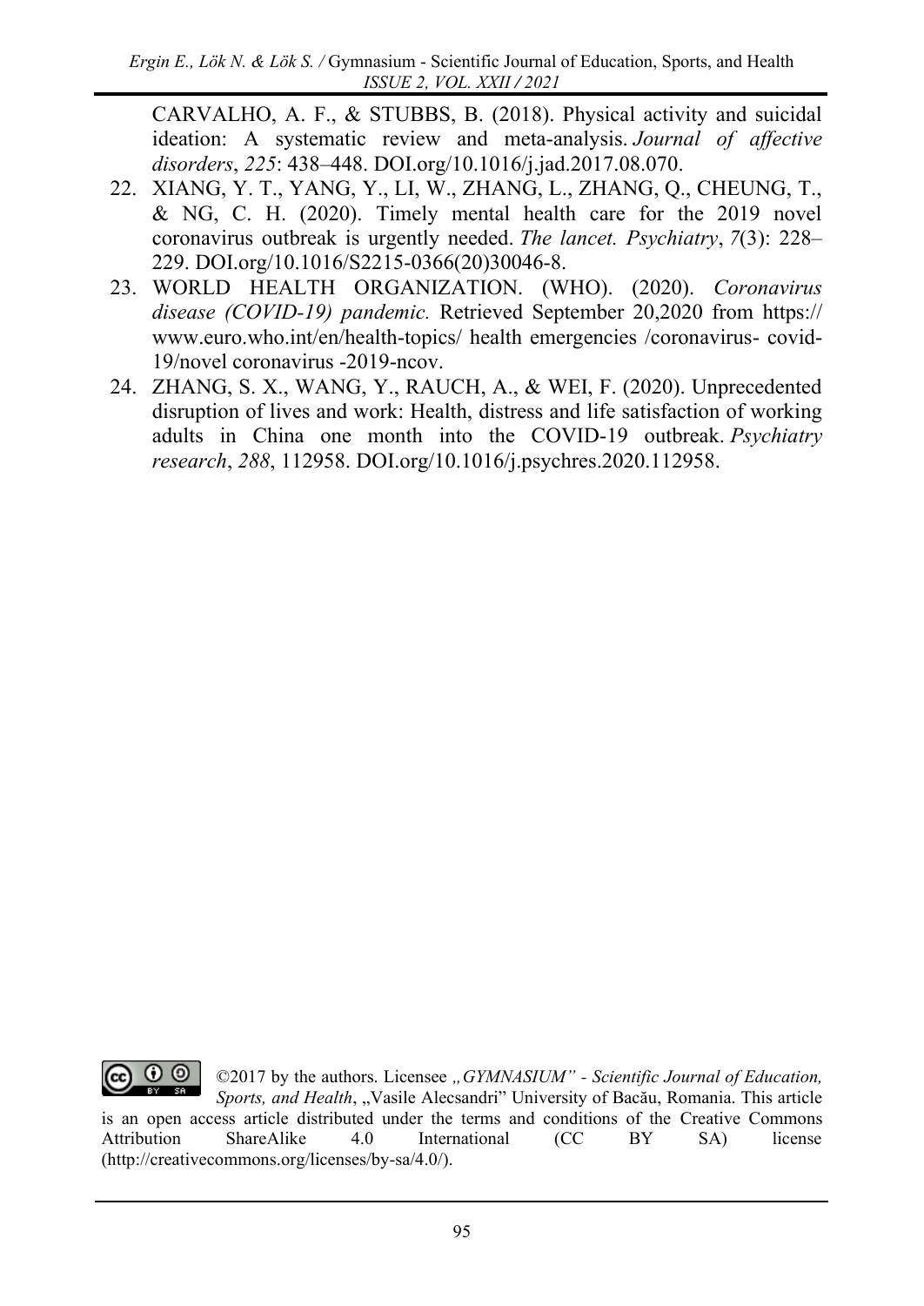CARVALHO, A. F., & STUBBS, B. (2018). Physical activity and suicidal ideation: A systematic review and meta-analysis. *Journal of affective disorders*, *225*: 438–448. DOI.org/10.1016/j.jad.2017.08.070.

22. XIANG, Y. T., YANG, Y., LI, W., ZHANG, L., ZHANG, Q., CHEUNG, T., & NG, C. H. (2020). Timely mental health care for the 2019 novel coronavirus outbreak is urgently needed. *The lancet. Psychiatry*, *7*(3): 228–229. DOI.org/10.1016/S2215-0366(20)30046-8.
23. WORLD HEALTH ORGANIZATION. (WHO). (2020). *Coronavirus disease (COVID-19) pandemic.* Retrieved September 20,2020 from https:// www.euro.who.int/en/health-topics/ health emergencies /coronavirus- covid-19/novel coronavirus -2019-ncov.
24. ZHANG, S. X., WANG, Y., RAUCH, A., & WEI, F. (2020). Unprecedented disruption of lives and work: Health, distress and life satisfaction of working adults in China one month into the COVID-19 outbreak. *Psychiatry research*, *288*, 112958. DOI.org/10.1016/j.psychres.2020.112958.

©2017 by the authors. Licensee *„GYMNASIUM" - Scientific Journal of Education, Sports, and Health*, „Vasile Alecsandri" University of Bacău, Romania. This article is an open access article distributed under the terms and conditions of the Creative Commons Attribution ShareAlike 4.0 International (CC BY SA) license (http://creativecommons.org/licenses/by-sa/4.0/).